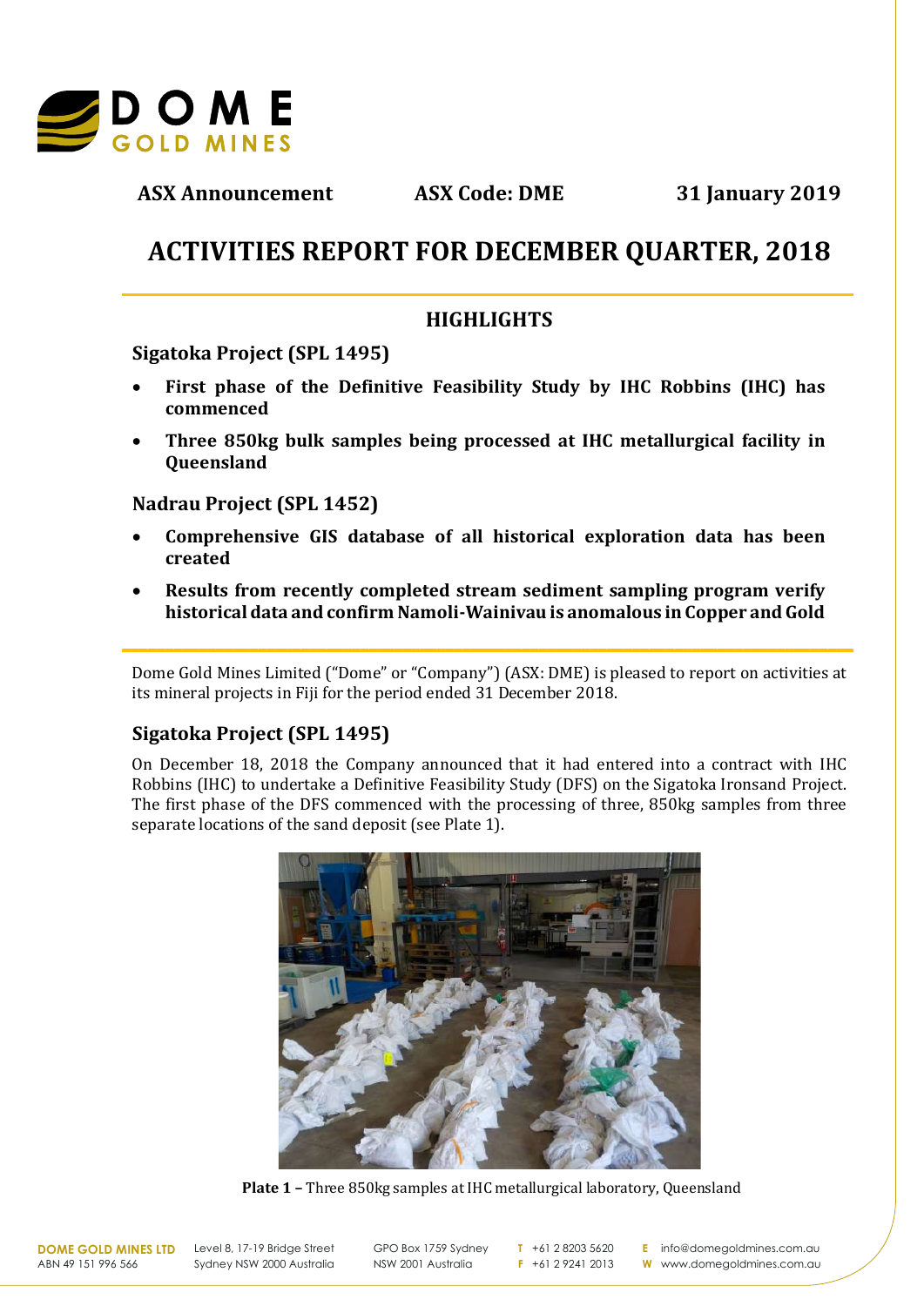**ASX Announcement** **ASX Code: DME** **31 January 2019**

# ACTIVITIES REPORT FOR DECEMBER QUARTER, 2018

## HIGHLIGHTS

### Sigatoka Project (SPL 1495)

- **First phase of the Definitive Feasibility Study by IHC Robbins (IHC) has commenced**
- **Three 850kg bulk samples being processed at IHC metallurgical facility in Queensland**

### Nadrau Project (SPL 1452)

- **Comprehensive GIS database of all historical exploration data has been created**
- **Results from recently completed stream sediment sampling program verify historical data and confirm Namoli-Wainivau is anomalous in Copper and Gold**

Dome Gold Mines Limited ("Dome" or "Company") (ASX: DME) is pleased to report on activities at its mineral projects in Fiji for the period ended 31 December 2018.

## Sigatoka Project (SPL 1495)

On December 18, 2018 the Company announced that it had entered into a contract with IHC Robbins (IHC) to undertake a Definitive Feasibility Study (DFS) on the Sigatoka Ironsand Project. The first phase of the DFS commenced with the processing of three, 850kg samples from three separate locations of the sand deposit (see Plate 1).

**Plate 1 –** Three 850kg samples at IHC metallurgical laboratory, Queensland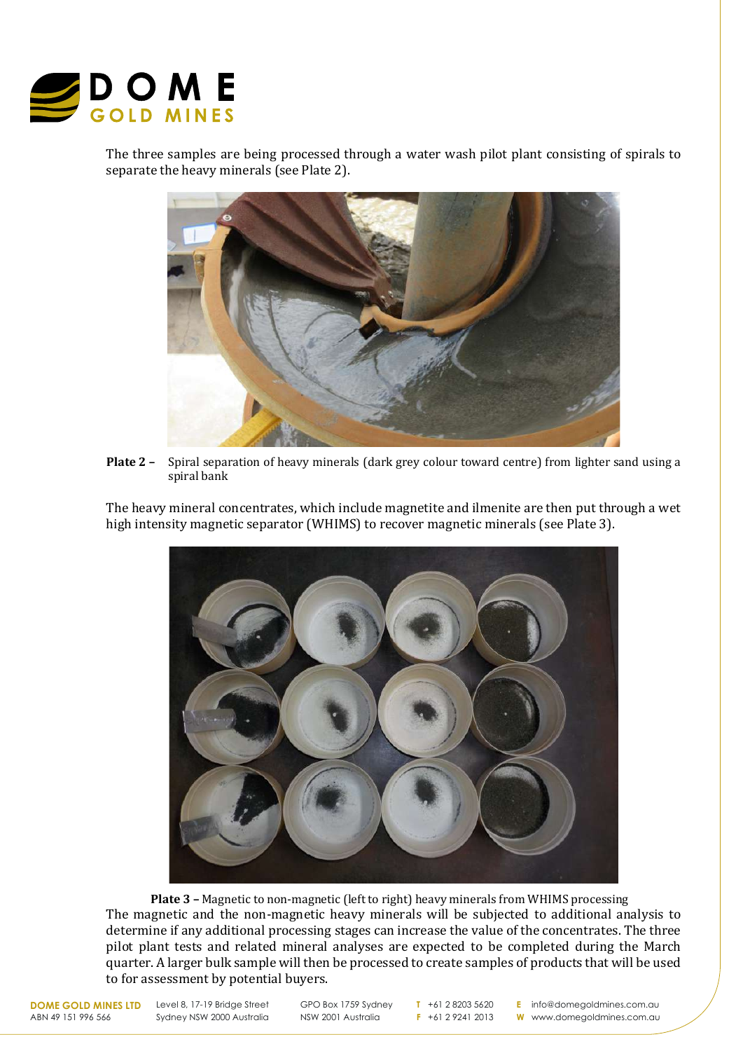The three samples are being processed through a water wash pilot plant consisting of spirals to separate the heavy minerals (see Plate 2).

**Plate 2 –** Spiral separation of heavy minerals (dark grey colour toward centre) from lighter sand using a spiral bank

The heavy mineral concentrates, which include magnetite and ilmenite are then put through a wet high intensity magnetic separator (WHIMS) to recover magnetic minerals (see Plate 3).

**Plate 3 –** Magnetic to non-magnetic (left to right) heavy minerals from WHIMS processing

The magnetic and the non-magnetic heavy minerals will be subjected to additional analysis to determine if any additional processing stages can increase the value of the concentrates. The three pilot plant tests and related mineral analyses are expected to be completed during the March quarter. A larger bulk sample will then be processed to create samples of products that will be used to for assessment by potential buyers.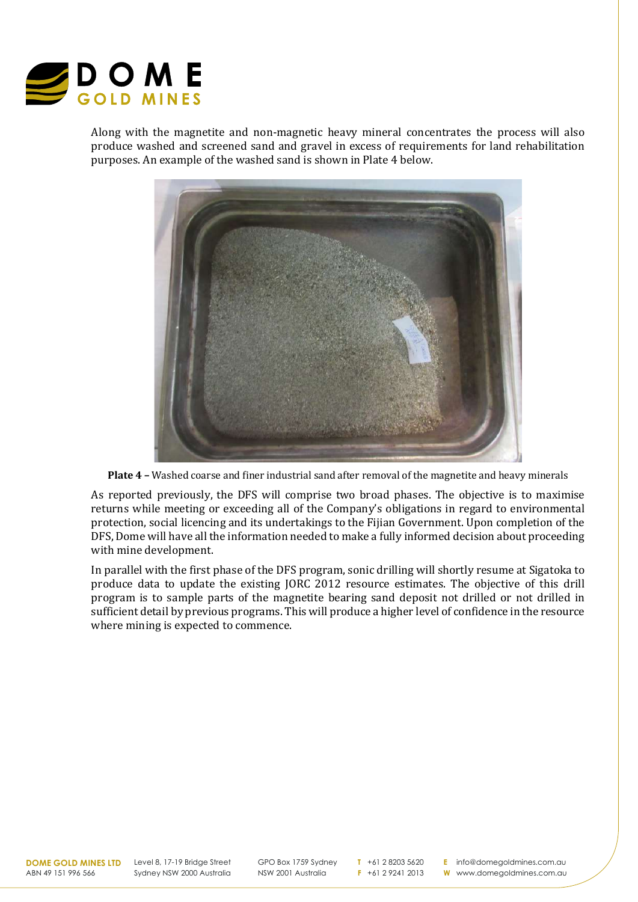Along with the magnetite and non-magnetic heavy mineral concentrates the process will also produce washed and screened sand and gravel in excess of requirements for land rehabilitation purposes. An example of the washed sand is shown in Plate 4 below.

**Plate 4 –** Washed coarse and finer industrial sand after removal of the magnetite and heavy minerals

As reported previously, the DFS will comprise two broad phases. The objective is to maximise returns while meeting or exceeding all of the Company's obligations in regard to environmental protection, social licencing and its undertakings to the Fijian Government. Upon completion of the DFS, Dome will have all the information needed to make a fully informed decision about proceeding with mine development.

In parallel with the first phase of the DFS program, sonic drilling will shortly resume at Sigatoka to produce data to update the existing JORC 2012 resource estimates. The objective of this drill program is to sample parts of the magnetite bearing sand deposit not drilled or not drilled in sufficient detail by previous programs. This will produce a higher level of confidence in the resource where mining is expected to commence.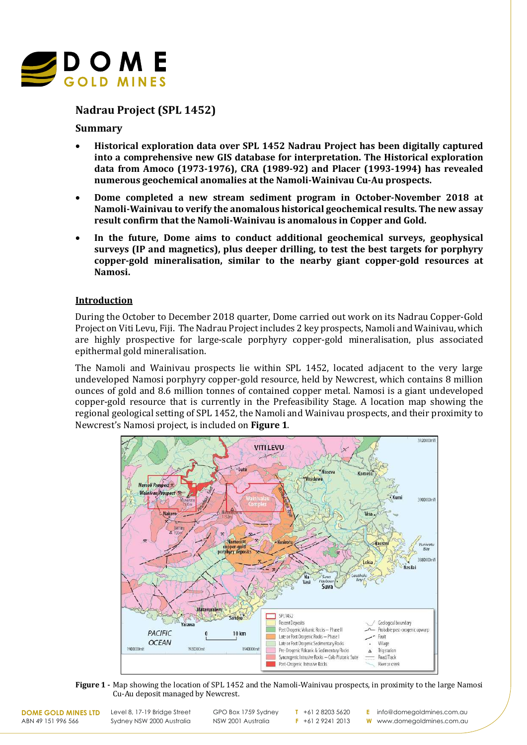# Nadrau Project (SPL 1452)

## Summary

- **Historical exploration data over SPL 1452 Nadrau Project has been digitally captured into a comprehensive new GIS database for interpretation. The Historical exploration data from Amoco (1973-1976), CRA (1989-92) and Placer (1993-1994) has revealed numerous geochemical anomalies at the Namoli-Wainivau Cu-Au prospects.**
- **Dome completed a new stream sediment program in October-November 2018 at Namoli-Wainivau to verify the anomalous historical geochemical results. The new assay result confirm that the Namoli-Wainivau is anomalous in Copper and Gold.**
- **In the future, Dome aims to conduct additional geochemical surveys, geophysical surveys (IP and magnetics), plus deeper drilling, to test the best targets for porphyry copper-gold mineralisation, similar to the nearby giant copper-gold resources at Namosi.**

## Introduction

During the October to December 2018 quarter, Dome carried out work on its Nadrau Copper-Gold Project on Viti Levu, Fiji. The Nadrau Project includes 2 key prospects, Namoli and Wainivau, which are highly prospective for large-scale porphyry copper-gold mineralisation, plus associated epithermal gold mineralisation.

The Namoli and Wainivau prospects lie within SPL 1452, located adjacent to the very large undeveloped Namosi porphyry copper-gold resource, held by Newcrest, which contains 8 million ounces of gold and 8.6 million tonnes of contained copper metal. Namosi is a giant undeveloped copper-gold resource that is currently in the Prefeasibility Stage. A location map showing the regional geological setting of SPL 1452, the Namoli and Wainivau prospects, and their proximity to Newcrest's Namosi project, is included on **Figure 1**.

VITI LEVU
Namoli Prospect
Wainivau Prospect
Wainivalau Complex
Namosi porphyry-gold porphyry deposits
PACIFIC OCEAN
10 km
SPL1452
Recent Deposits
Post Orogenic Volcanic Rocks – Phase II
Late or Post Orogenic Rocks – Phase I
Late or Post Orogenic Sedimentary Rocks
Pre-Orogenic Volcanic & Sedimentary Rocks
Syncorogenic Intrusive Rocks – Colo Plutonic Suite
Post-Orogenic Intrusive Rocks
Geological boundary
Probable post-orogenic upwarp
Fault
Village
Trig station
Road/Track
River or creek

**Figure 1** - Map showing the location of SPL 1452 and the Namoli-Wainivau prospects, in proximity to the large Namosi Cu-Au deposit managed by Newcrest.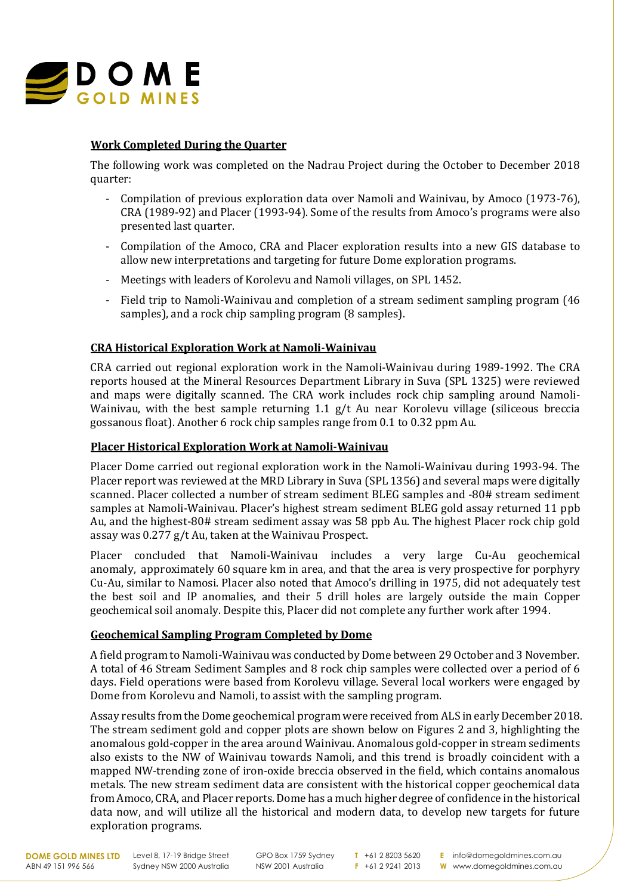## Work Completed During the Quarter

The following work was completed on the Nadrau Project during the October to December 2018 quarter:

- Compilation of previous exploration data over Namoli and Wainivau, by Amoco (1973-76), CRA (1989-92) and Placer (1993-94). Some of the results from Amoco's programs were also presented last quarter.
- Compilation of the Amoco, CRA and Placer exploration results into a new GIS database to allow new interpretations and targeting for future Dome exploration programs.
- Meetings with leaders of Korolevu and Namoli villages, on SPL 1452.
- Field trip to Namoli-Wainivau and completion of a stream sediment sampling program (46 samples), and a rock chip sampling program (8 samples).

## CRA Historical Exploration Work at Namoli-Wainivau

CRA carried out regional exploration work in the Namoli-Wainivau during 1989-1992. The CRA reports housed at the Mineral Resources Department Library in Suva (SPL 1325) were reviewed and maps were digitally scanned. The CRA work includes rock chip sampling around Namoli-Wainivau, with the best sample returning 1.1 g/t Au near Korolevu village (siliceous breccia gossanous float). Another 6 rock chip samples range from 0.1 to 0.32 ppm Au.

## Placer Historical Exploration Work at Namoli-Wainivau

Placer Dome carried out regional exploration work in the Namoli-Wainivau during 1993-94. The Placer report was reviewed at the MRD Library in Suva (SPL 1356) and several maps were digitally scanned. Placer collected a number of stream sediment BLEG samples and -80# stream sediment samples at Namoli-Wainivau. Placer's highest stream sediment BLEG gold assay returned 11 ppb Au, and the highest-80# stream sediment assay was 58 ppb Au. The highest Placer rock chip gold assay was 0.277 g/t Au, taken at the Wainivau Prospect.

Placer concluded that Namoli-Wainivau includes a very large Cu-Au geochemical anomaly, approximately 60 square km in area, and that the area is very prospective for porphyry Cu-Au, similar to Namosi. Placer also noted that Amoco's drilling in 1975, did not adequately test the best soil and IP anomalies, and their 5 drill holes are largely outside the main Copper geochemical soil anomaly. Despite this, Placer did not complete any further work after 1994.

## Geochemical Sampling Program Completed by Dome

A field program to Namoli-Wainivau was conducted by Dome between 29 October and 3 November. A total of 46 Stream Sediment Samples and 8 rock chip samples were collected over a period of 6 days. Field operations were based from Korolevu village. Several local workers were engaged by Dome from Korolevu and Namoli, to assist with the sampling program.

Assay results from the Dome geochemical program were received from ALS in early December 2018. The stream sediment gold and copper plots are shown below on Figures 2 and 3, highlighting the anomalous gold-copper in the area around Wainivau. Anomalous gold-copper in stream sediments also exists to the NW of Wainivau towards Namoli, and this trend is broadly coincident with a mapped NW-trending zone of iron-oxide breccia observed in the field, which contains anomalous metals. The new stream sediment data are consistent with the historical copper geochemical data from Amoco, CRA, and Placer reports. Dome has a much higher degree of confidence in the historical data now, and will utilize all the historical and modern data, to develop new targets for future exploration programs.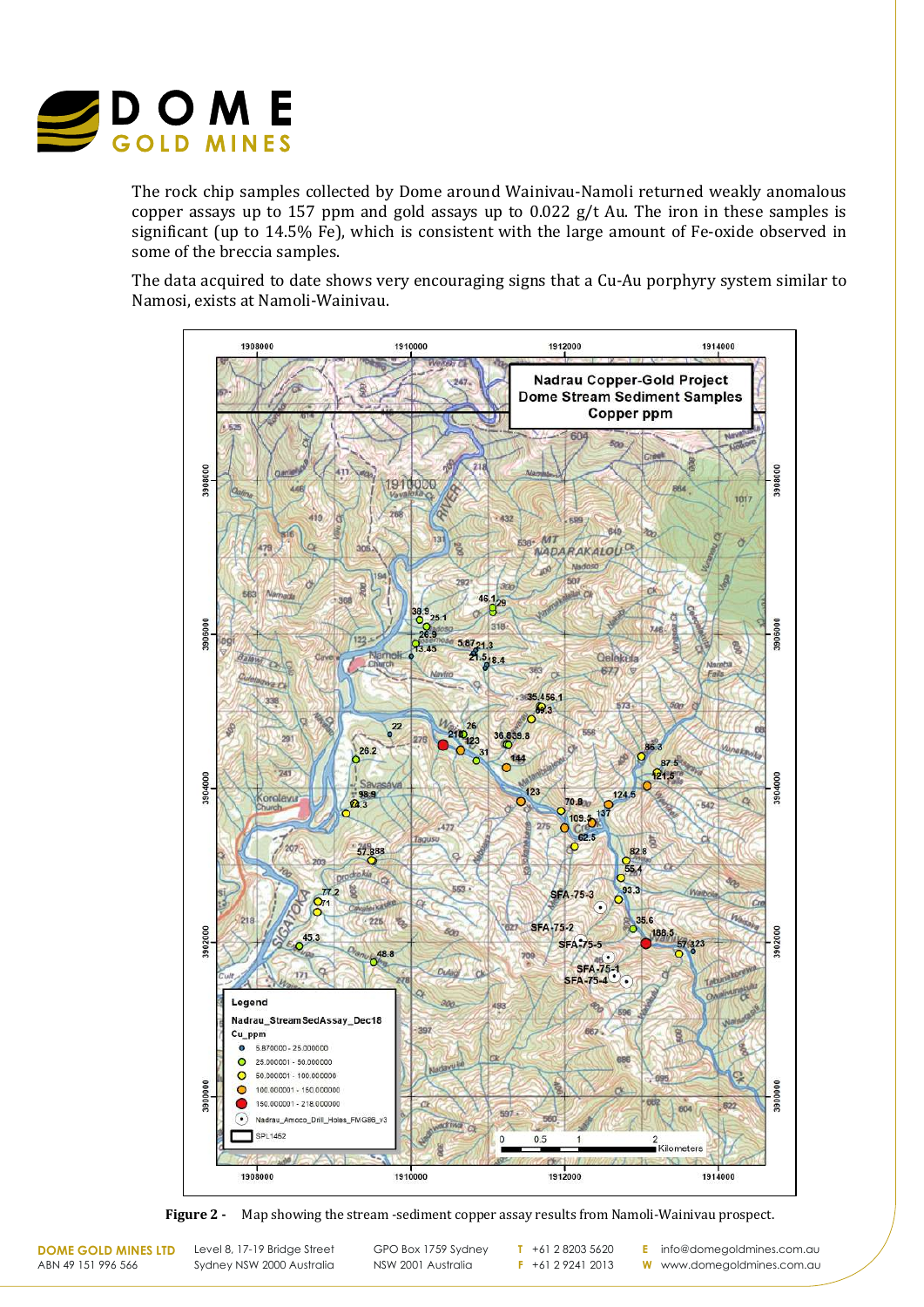The rock chip samples collected by Dome around Wainivau-Namoli returned weakly anomalous copper assays up to 157 ppm and gold assays up to 0.022 g/t Au. The iron in these samples is significant (up to 14.5% Fe), which is consistent with the large amount of Fe-oxide observed in some of the breccia samples.

The data acquired to date shows very encouraging signs that a Cu-Au porphyry system similar to Namosi, exists at Namoli-Wainivau.

Nadrau Copper-Gold Project
Dome Stream Sediment Samples
Copper ppm

Legend
Nadrau_StreamSedAssay_Dec18
Cu_ppm
5.870000 - 25.000000
25.000001 - 50.000000
50.000001 - 100.000000
100.000001 - 150.000000
150.000001 - 218.000000
Nadrau_Amoco_Drill_Holes_FMG86_v3
SPL1452

0 0.5 1 2 Kilometers

**Figure 2 -** Map showing the stream -sediment copper assay results from Namoli-Wainivau prospect.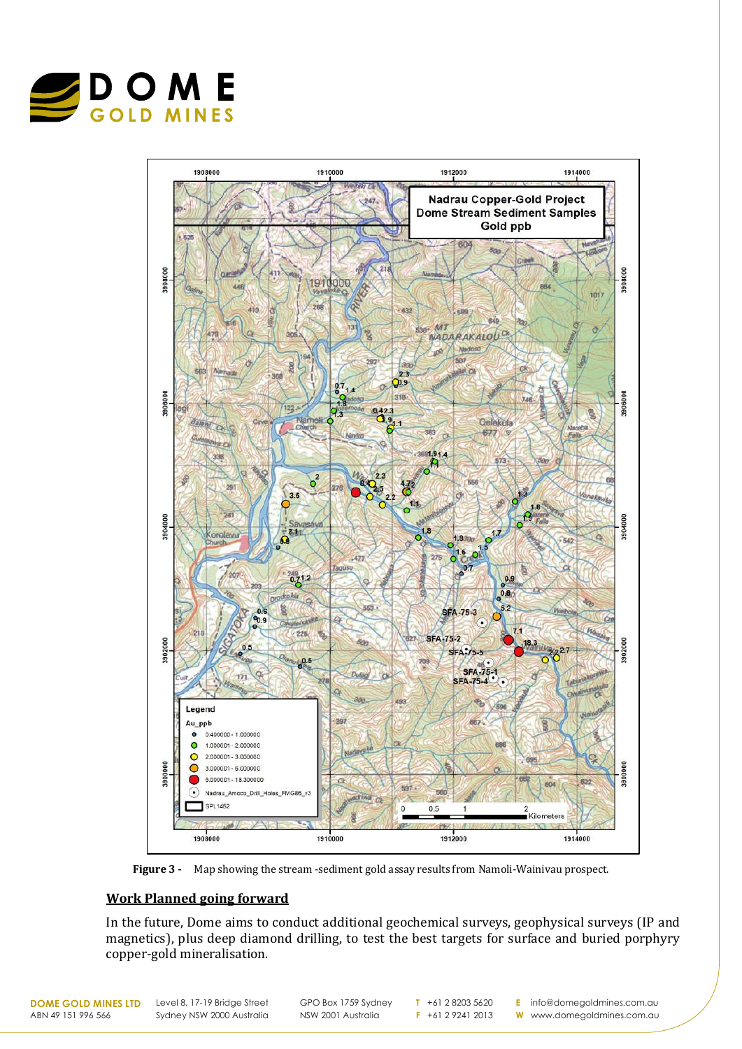Nadrau Copper-Gold Project
Dome Stream Sediment Samples
Gold ppb

Legend
Au_ppb
0.400000 - 1.000000
1.000001 - 2.000000
2.000001 - 3.000000
3.000001 - 5.000000
5.000001 - 18.300000
Nadrau_Amoco_Drill_Holes_FMG86_v3
SPL1452

0 0.5 1 2 Kilometers

**Figure 3 -** Map showing the stream -sediment gold assay results from Namoli-Wainivau prospect.

## Work Planned going forward

In the future, Dome aims to conduct additional geochemical surveys, geophysical surveys (IP and magnetics), plus deep diamond drilling, to test the best targets for surface and buried porphyry copper-gold mineralisation.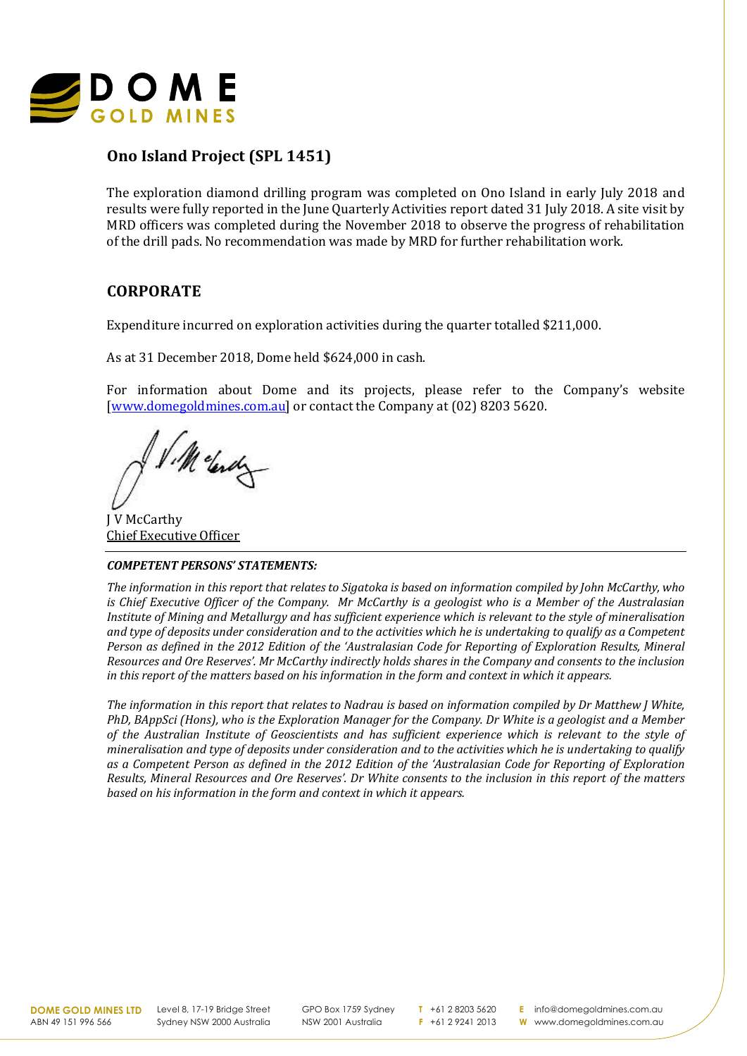## Ono Island Project (SPL 1451)

The exploration diamond drilling program was completed on Ono Island in early July 2018 and results were fully reported in the June Quarterly Activities report dated 31 July 2018. A site visit by MRD officers was completed during the November 2018 to observe the progress of rehabilitation of the drill pads. No recommendation was made by MRD for further rehabilitation work.

## CORPORATE

Expenditure incurred on exploration activities during the quarter totalled $211,000.

As at 31 December 2018, Dome held $624,000 in cash.

For information about Dome and its projects, please refer to the Company's website [www.domegoldmines.com.au] or contact the Company at (02) 8203 5620.

J V McCarthy
Chief Executive Officer

---

***COMPETENT PERSONS' STATEMENTS:***

*The information in this report that relates to Sigatoka is based on information compiled by John McCarthy, who is Chief Executive Officer of the Company. Mr McCarthy is a geologist who is a Member of the Australasian Institute of Mining and Metallurgy and has sufficient experience which is relevant to the style of mineralisation and type of deposits under consideration and to the activities which he is undertaking to qualify as a Competent Person as defined in the 2012 Edition of the 'Australasian Code for Reporting of Exploration Results, Mineral Resources and Ore Reserves'. Mr McCarthy indirectly holds shares in the Company and consents to the inclusion in this report of the matters based on his information in the form and context in which it appears.*

*The information in this report that relates to Nadrau is based on information compiled by Dr Matthew J White, PhD, BAppSci (Hons), who is the Exploration Manager for the Company. Dr White is a geologist and a Member of the Australian Institute of Geoscientists and has sufficient experience which is relevant to the style of mineralisation and type of deposits under consideration and to the activities which he is undertaking to qualify as a Competent Person as defined in the 2012 Edition of the 'Australasian Code for Reporting of Exploration Results, Mineral Resources and Ore Reserves'. Dr White consents to the inclusion in this report of the matters based on his information in the form and context in which it appears.*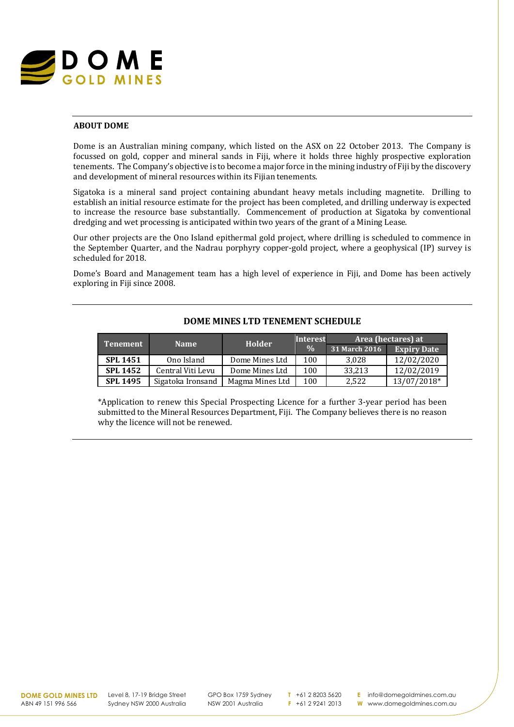## ABOUT DOME

Dome is an Australian mining company, which listed on the ASX on 22 October 2013. The Company is focussed on gold, copper and mineral sands in Fiji, where it holds three highly prospective exploration tenements. The Company's objective is to become a major force in the mining industry of Fiji by the discovery and development of mineral resources within its Fijian tenements.

Sigatoka is a mineral sand project containing abundant heavy metals including magnetite. Drilling to establish an initial resource estimate for the project has been completed, and drilling underway is expected to increase the resource base substantially. Commencement of production at Sigatoka by conventional dredging and wet processing is anticipated within two years of the grant of a Mining Lease.

Our other projects are the Ono Island epithermal gold project, where drilling is scheduled to commence in the September Quarter, and the Nadrau porphyry copper-gold project, where a geophysical (IP) survey is scheduled for 2018.

Dome's Board and Management team has a high level of experience in Fiji, and Dome has been actively exploring in Fiji since 2008.

## DOME MINES LTD TENEMENT SCHEDULE

| Tenement | Name | Holder | Interest % | Area (hectares) at 31 March 2016 | Expiry Date |
|---|---|---|---|---|---|
| **SPL 1451** | Ono Island | Dome Mines Ltd | 100 | 3,028 | 12/02/2020 |
| **SPL 1452** | Central Viti Levu | Dome Mines Ltd | 100 | 33,213 | 12/02/2019 |
| **SPL 1495** | Sigatoka Ironsand | Magma Mines Ltd | 100 | 2,522 | 13/07/2018* |

*Application to renew this Special Prospecting Licence for a further 3-year period has been submitted to the Mineral Resources Department, Fiji. The Company believes there is no reason why the licence will not be renewed.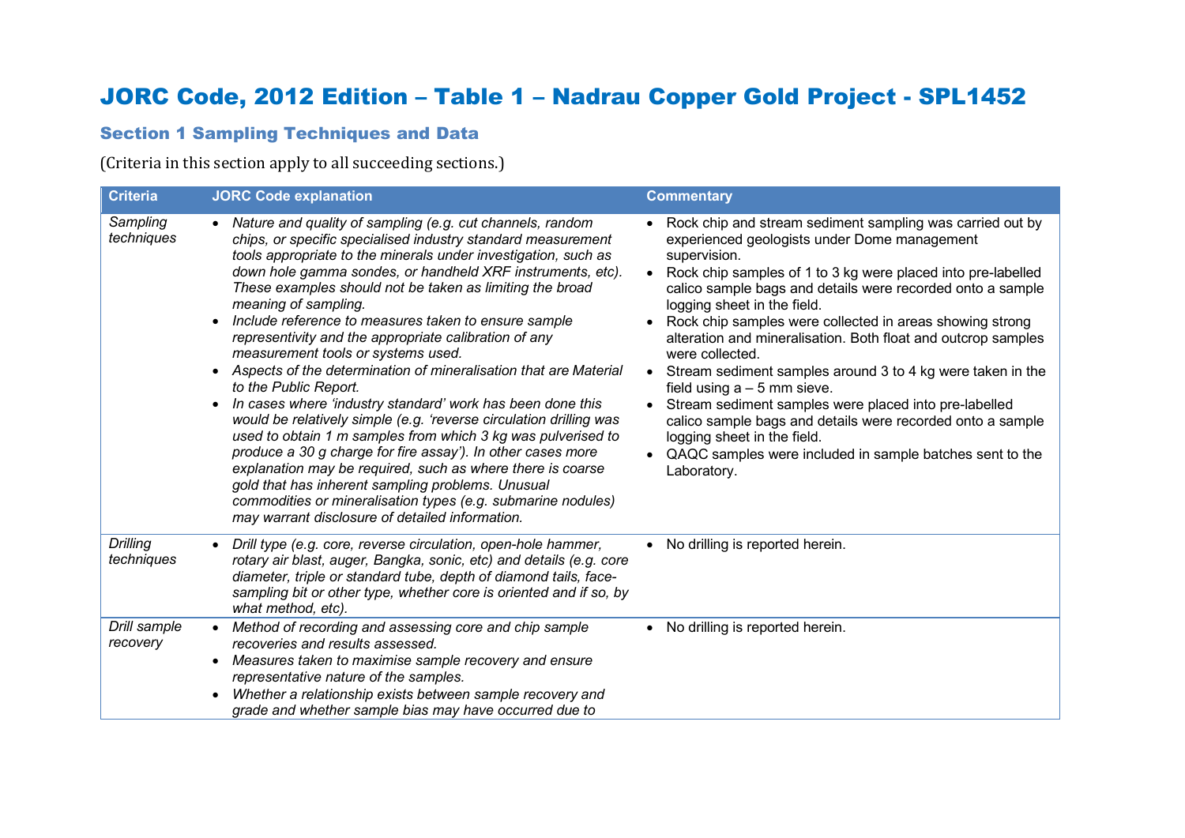# JORC Code, 2012 Edition – Table 1 – Nadrau Copper Gold Project - SPL1452

## Section 1 Sampling Techniques and Data

(Criteria in this section apply to all succeeding sections.)

| Criteria | JORC Code explanation | Commentary |
|---|---|---|
| *Sampling techniques* | • *Nature and quality of sampling (e.g. cut channels, random chips, or specific specialised industry standard measurement tools appropriate to the minerals under investigation, such as down hole gamma sondes, or handheld XRF instruments, etc). These examples should not be taken as limiting the broad meaning of sampling.*<br>• *Include reference to measures taken to ensure sample representivity and the appropriate calibration of any measurement tools or systems used.*<br>• *Aspects of the determination of mineralisation that are Material to the Public Report.*<br>• *In cases where 'industry standard' work has been done this would be relatively simple (e.g. 'reverse circulation drilling was used to obtain 1 m samples from which 3 kg was pulverised to produce a 30 g charge for fire assay'). In other cases more explanation may be required, such as where there is coarse gold that has inherent sampling problems. Unusual commodities or mineralisation types (e.g. submarine nodules) may warrant disclosure of detailed information.* | • Rock chip and stream sediment sampling was carried out by experienced geologists under Dome management supervision.<br>• Rock chip samples of 1 to 3 kg were placed into pre-labelled calico sample bags and details were recorded onto a sample logging sheet in the field.<br>• Rock chip samples were collected in areas showing strong alteration and mineralisation. Both float and outcrop samples were collected.<br>• Stream sediment samples around 3 to 4 kg were taken in the field using a – 5 mm sieve.<br>• Stream sediment samples were placed into pre-labelled calico sample bags and details were recorded onto a sample logging sheet in the field.<br>• QAQC samples were included in sample batches sent to the Laboratory. |
| *Drilling techniques* | • *Drill type (e.g. core, reverse circulation, open-hole hammer, rotary air blast, auger, Bangka, sonic, etc) and details (e.g. core diameter, triple or standard tube, depth of diamond tails, face-sampling bit or other type, whether core is oriented and if so, by what method, etc).* | • No drilling is reported herein. |
| *Drill sample recovery* | • *Method of recording and assessing core and chip sample recoveries and results assessed.*<br>• *Measures taken to maximise sample recovery and ensure representative nature of the samples.*<br>• *Whether a relationship exists between sample recovery and grade and whether sample bias may have occurred due to* | • No drilling is reported herein. |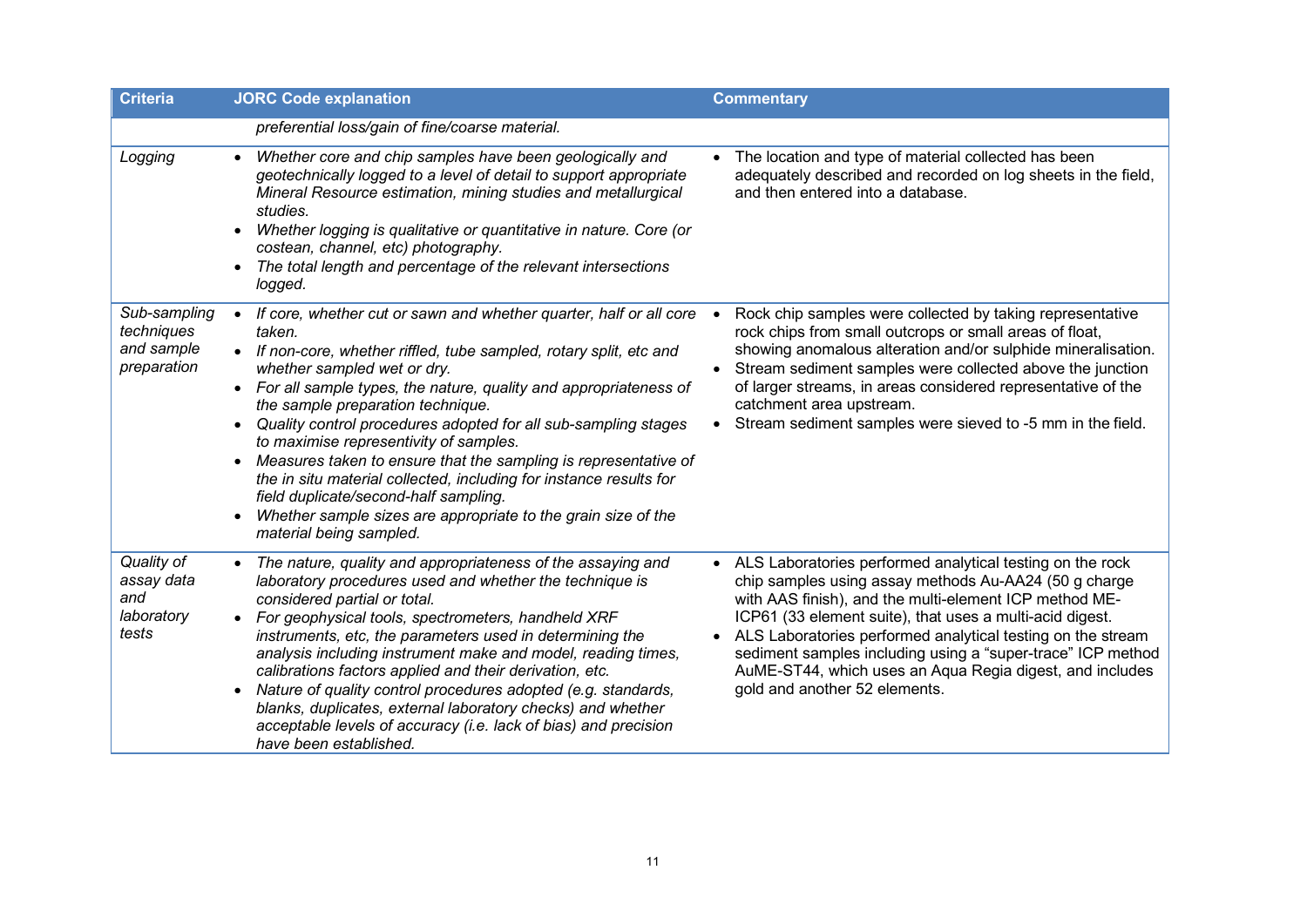| Criteria | JORC Code explanation | Commentary |
|---|---|---|
| | *preferential loss/gain of fine/coarse material.* | |
| *Logging* | • *Whether core and chip samples have been geologically and geotechnically logged to a level of detail to support appropriate Mineral Resource estimation, mining studies and metallurgical studies.*<br>• *Whether logging is qualitative or quantitative in nature. Core (or costean, channel, etc) photography.*<br>• *The total length and percentage of the relevant intersections logged.* | • The location and type of material collected has been adequately described and recorded on log sheets in the field, and then entered into a database. |
| *Sub-sampling techniques and sample preparation* | • *If core, whether cut or sawn and whether quarter, half or all core taken.*<br>• *If non-core, whether riffled, tube sampled, rotary split, etc and whether sampled wet or dry.*<br>• *For all sample types, the nature, quality and appropriateness of the sample preparation technique.*<br>• *Quality control procedures adopted for all sub-sampling stages to maximise representivity of samples.*<br>• *Measures taken to ensure that the sampling is representative of the in situ material collected, including for instance results for field duplicate/second-half sampling.*<br>• *Whether sample sizes are appropriate to the grain size of the material being sampled.* | • Rock chip samples were collected by taking representative rock chips from small outcrops or small areas of float, showing anomalous alteration and/or sulphide mineralisation.<br>• Stream sediment samples were collected above the junction of larger streams, in areas considered representative of the catchment area upstream.<br>• Stream sediment samples were sieved to -5 mm in the field. |
| *Quality of assay data and laboratory tests* | • *The nature, quality and appropriateness of the assaying and laboratory procedures used and whether the technique is considered partial or total.*<br>• *For geophysical tools, spectrometers, handheld XRF instruments, etc, the parameters used in determining the analysis including instrument make and model, reading times, calibrations factors applied and their derivation, etc.*<br>• *Nature of quality control procedures adopted (e.g. standards, blanks, duplicates, external laboratory checks) and whether acceptable levels of accuracy (i.e. lack of bias) and precision have been established.* | • ALS Laboratories performed analytical testing on the rock chip samples using assay methods Au-AA24 (50 g charge with AAS finish), and the multi-element ICP method ME-ICP61 (33 element suite), that uses a multi-acid digest.<br>• ALS Laboratories performed analytical testing on the stream sediment samples including using a "super-trace" ICP method AuME-ST44, which uses an Aqua Regia digest, and includes gold and another 52 elements. |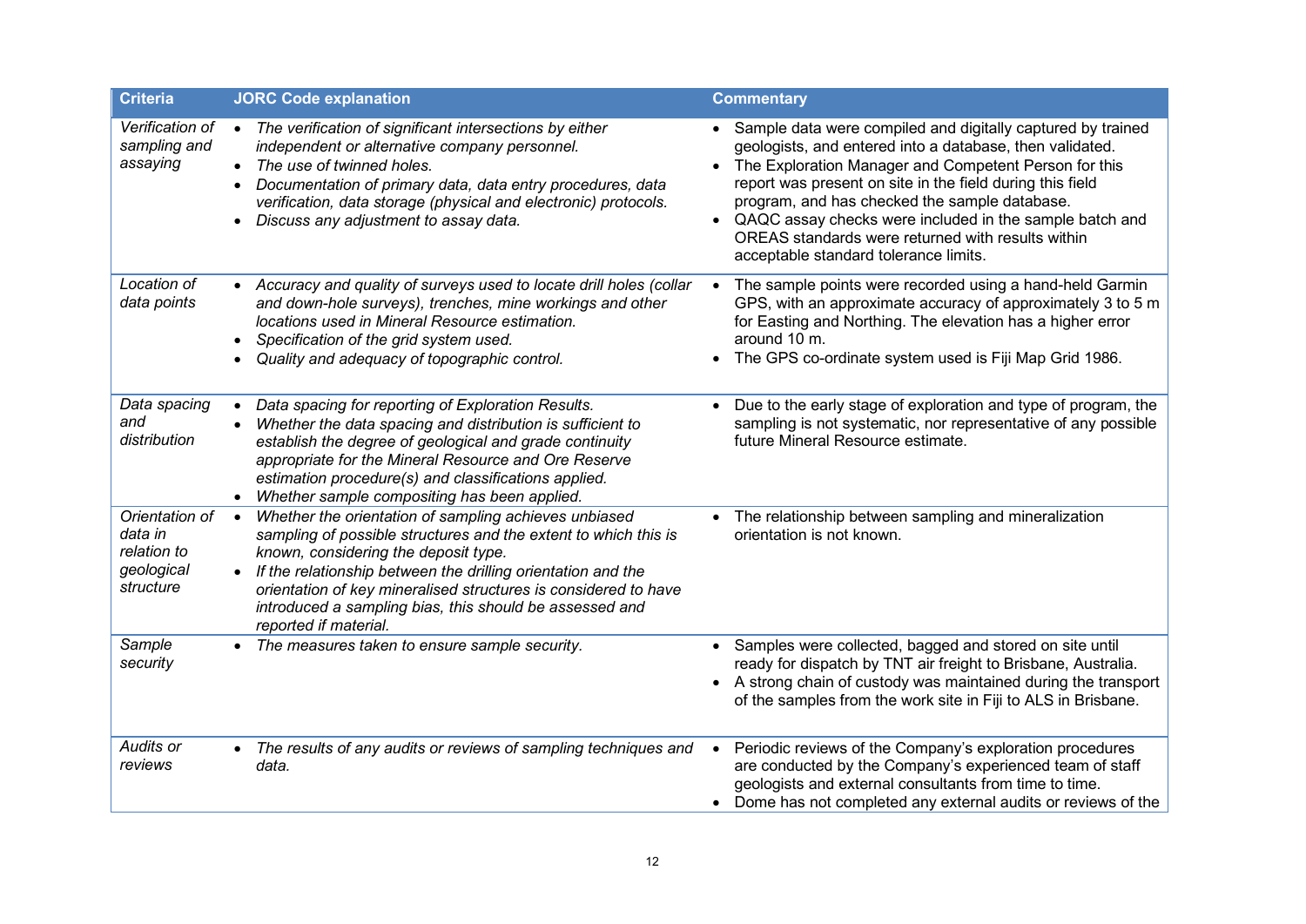| Criteria | JORC Code explanation | Commentary |
|---|---|---|
| *Verification of sampling and assaying* | • *The verification of significant intersections by either independent or alternative company personnel.*<br>• *The use of twinned holes.*<br>• *Documentation of primary data, data entry procedures, data verification, data storage (physical and electronic) protocols.*<br>• *Discuss any adjustment to assay data.* | • Sample data were compiled and digitally captured by trained geologists, and entered into a database, then validated.<br>• The Exploration Manager and Competent Person for this report was present on site in the field during this field program, and has checked the sample database.<br>• QAQC assay checks were included in the sample batch and OREAS standards were returned with results within acceptable standard tolerance limits. |
| *Location of data points* | • *Accuracy and quality of surveys used to locate drill holes (collar and down-hole surveys), trenches, mine workings and other locations used in Mineral Resource estimation.*<br>• *Specification of the grid system used.*<br>• *Quality and adequacy of topographic control.* | • The sample points were recorded using a hand-held Garmin GPS, with an approximate accuracy of approximately 3 to 5 m for Easting and Northing. The elevation has a higher error around 10 m.<br>• The GPS co-ordinate system used is Fiji Map Grid 1986. |
| *Data spacing and distribution* | • *Data spacing for reporting of Exploration Results.*<br>• *Whether the data spacing and distribution is sufficient to establish the degree of geological and grade continuity appropriate for the Mineral Resource and Ore Reserve estimation procedure(s) and classifications applied.*<br>• *Whether sample compositing has been applied.* | • Due to the early stage of exploration and type of program, the sampling is not systematic, nor representative of any possible future Mineral Resource estimate. |
| *Orientation of data in relation to geological structure* | • *Whether the orientation of sampling achieves unbiased sampling of possible structures and the extent to which this is known, considering the deposit type.*<br>• *If the relationship between the drilling orientation and the orientation of key mineralised structures is considered to have introduced a sampling bias, this should be assessed and reported if material.* | • The relationship between sampling and mineralization orientation is not known. |
| *Sample security* | • *The measures taken to ensure sample security.* | • Samples were collected, bagged and stored on site until ready for dispatch by TNT air freight to Brisbane, Australia.<br>• A strong chain of custody was maintained during the transport of the samples from the work site in Fiji to ALS in Brisbane. |
| *Audits or reviews* | • *The results of any audits or reviews of sampling techniques and data.* | • Periodic reviews of the Company's exploration procedures are conducted by the Company's experienced team of staff geologists and external consultants from time to time.<br>• Dome has not completed any external audits or reviews of the |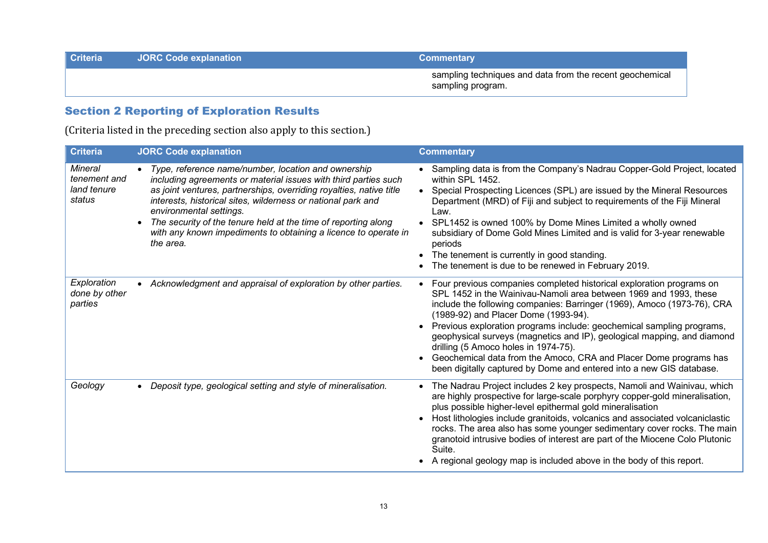| Criteria | JORC Code explanation | Commentary |
|---|---|---|
| | | sampling techniques and data from the recent geochemical sampling program. |

## Section 2 Reporting of Exploration Results

(Criteria listed in the preceding section also apply to this section.)

| Criteria | JORC Code explanation | Commentary |
|---|---|---|
| *Mineral tenement and land tenure status* | • *Type, reference name/number, location and ownership including agreements or material issues with third parties such as joint ventures, partnerships, overriding royalties, native title interests, historical sites, wilderness or national park and environmental settings.*<br>• *The security of the tenure held at the time of reporting along with any known impediments to obtaining a licence to operate in the area.* | • Sampling data is from the Company's Nadrau Copper-Gold Project, located within SPL 1452.<br>• Special Prospecting Licences (SPL) are issued by the Mineral Resources Department (MRD) of Fiji and subject to requirements of the Fiji Mineral Law.<br>• SPL1452 is owned 100% by Dome Mines Limited a wholly owned subsidiary of Dome Gold Mines Limited and is valid for 3-year renewable periods<br>• The tenement is currently in good standing.<br>• The tenement is due to be renewed in February 2019. |
| *Exploration done by other parties* | • *Acknowledgment and appraisal of exploration by other parties.* | • Four previous companies completed historical exploration programs on SPL 1452 in the Wainivau-Namoli area between 1969 and 1993, these include the following companies: Barringer (1969), Amoco (1973-76), CRA (1989-92) and Placer Dome (1993-94).<br>• Previous exploration programs include: geochemical sampling programs, geophysical surveys (magnetics and IP), geological mapping, and diamond drilling (5 Amoco holes in 1974-75).<br>• Geochemical data from the Amoco, CRA and Placer Dome programs has been digitally captured by Dome and entered into a new GIS database. |
| *Geology* | • *Deposit type, geological setting and style of mineralisation.* | • The Nadrau Project includes 2 key prospects, Namoli and Wainivau, which are highly prospective for large-scale porphyry copper-gold mineralisation, plus possible higher-level epithermal gold mineralisation<br>• Host lithologies include granitoids, volcanics and associated volcaniclastic rocks. The area also has some younger sedimentary cover rocks. The main granotoid intrusive bodies of interest are part of the Miocene Colo Plutonic Suite.<br>• A regional geology map is included above in the body of this report. |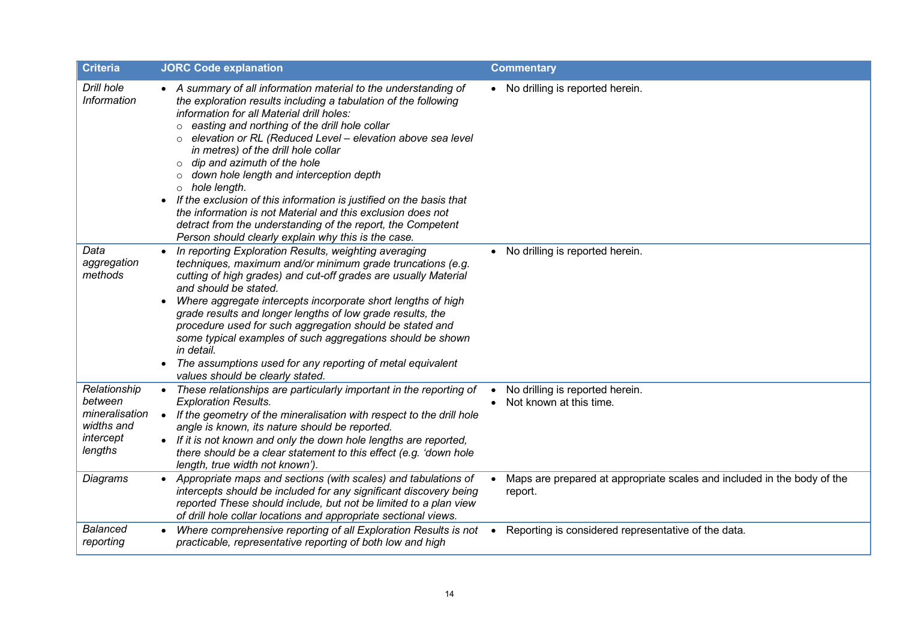| Criteria | JORC Code explanation | Commentary |
|---|---|---|
| *Drill hole Information* | • *A summary of all information material to the understanding of the exploration results including a tabulation of the following information for all Material drill holes:*<br>○ *easting and northing of the drill hole collar*<br>○ *elevation or RL (Reduced Level – elevation above sea level in metres) of the drill hole collar*<br>○ *dip and azimuth of the hole*<br>○ *down hole length and interception depth*<br>○ *hole length.*<br>• *If the exclusion of this information is justified on the basis that the information is not Material and this exclusion does not detract from the understanding of the report, the Competent Person should clearly explain why this is the case.* | • No drilling is reported herein. |
| *Data aggregation methods* | • *In reporting Exploration Results, weighting averaging techniques, maximum and/or minimum grade truncations (e.g. cutting of high grades) and cut-off grades are usually Material and should be stated.*<br>• *Where aggregate intercepts incorporate short lengths of high grade results and longer lengths of low grade results, the procedure used for such aggregation should be stated and some typical examples of such aggregations should be shown in detail.*<br>• *The assumptions used for any reporting of metal equivalent values should be clearly stated.* | • No drilling is reported herein. |
| *Relationship between mineralisation widths and intercept lengths* | • *These relationships are particularly important in the reporting of Exploration Results.*<br>• *If the geometry of the mineralisation with respect to the drill hole angle is known, its nature should be reported.*<br>• *If it is not known and only the down hole lengths are reported, there should be a clear statement to this effect (e.g. 'down hole length, true width not known').* | • No drilling is reported herein.<br>• Not known at this time. |
| *Diagrams* | • *Appropriate maps and sections (with scales) and tabulations of intercepts should be included for any significant discovery being reported These should include, but not be limited to a plan view of drill hole collar locations and appropriate sectional views.* | • Maps are prepared at appropriate scales and included in the body of the report. |
| *Balanced reporting* | • *Where comprehensive reporting of all Exploration Results is not practicable, representative reporting of both low and high* | • Reporting is considered representative of the data. |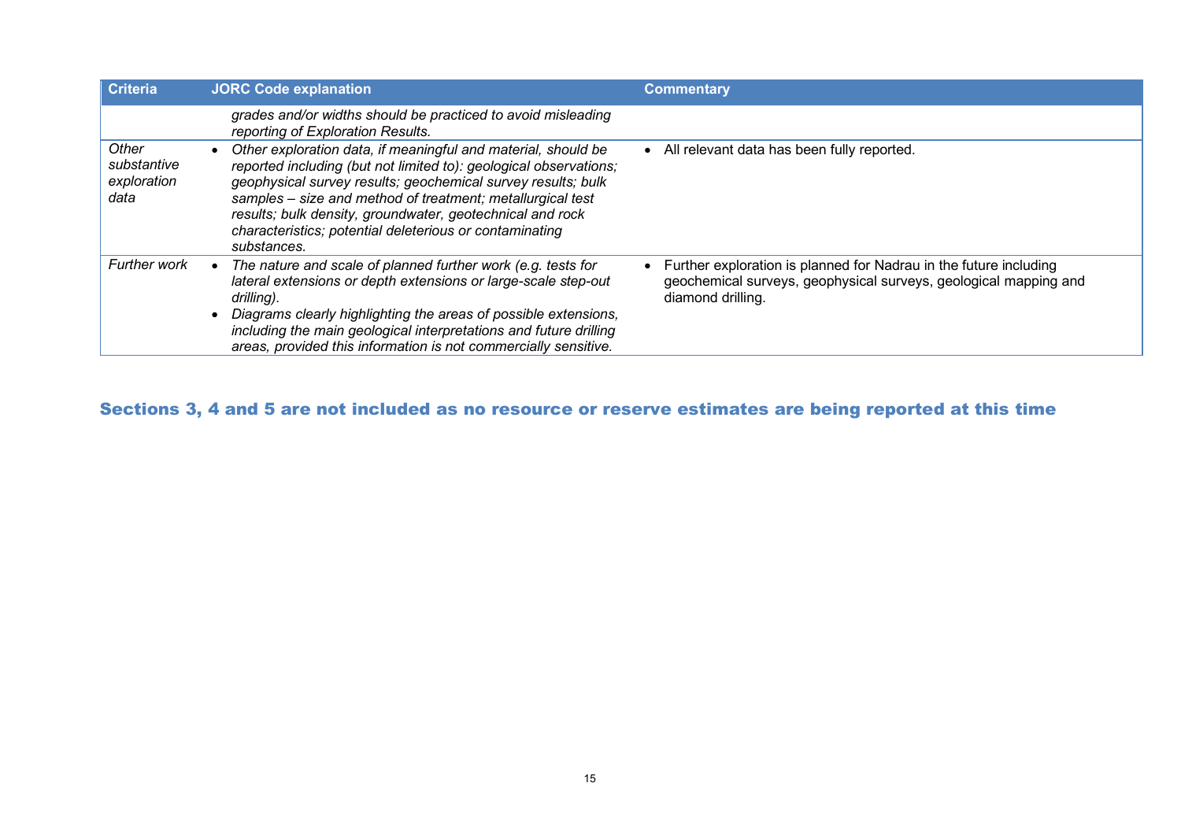| Criteria | JORC Code explanation | Commentary |
|---|---|---|
| | *grades and/or widths should be practiced to avoid misleading reporting of Exploration Results.* | |
| *Other substantive exploration data* | • *Other exploration data, if meaningful and material, should be reported including (but not limited to): geological observations; geophysical survey results; geochemical survey results; bulk samples – size and method of treatment; metallurgical test results; bulk density, groundwater, geotechnical and rock characteristics; potential deleterious or contaminating substances.* | • All relevant data has been fully reported. |
| *Further work* | • *The nature and scale of planned further work (e.g. tests for lateral extensions or depth extensions or large-scale step-out drilling).*<br>• *Diagrams clearly highlighting the areas of possible extensions, including the main geological interpretations and future drilling areas, provided this information is not commercially sensitive.* | • Further exploration is planned for Nadrau in the future including geochemical surveys, geophysical surveys, geological mapping and diamond drilling. |

## Sections 3, 4 and 5 are not included as no resource or reserve estimates are being reported at this time